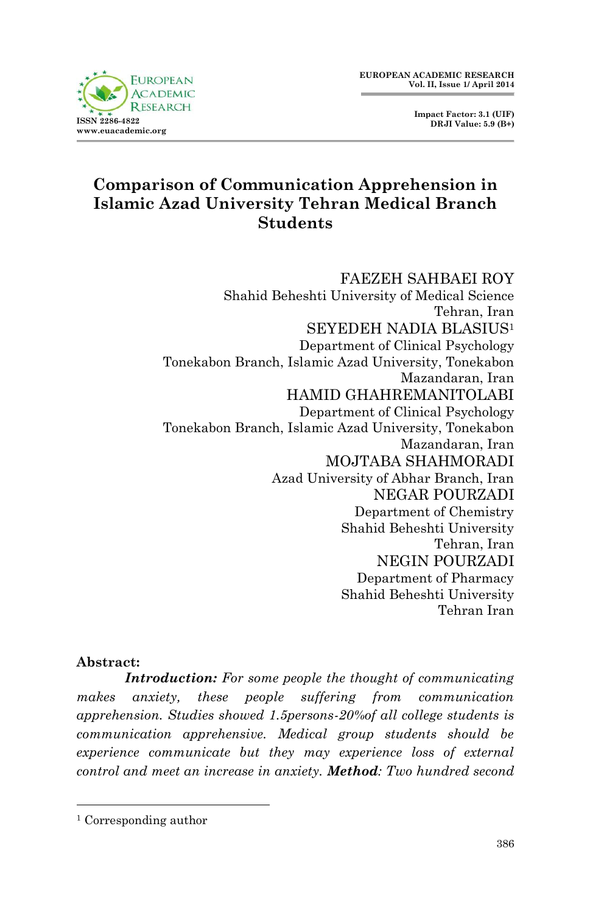# Comparison of Communication Apprehension in Islamic Azad University Tehran Medical Branch Students

FAEZEH SAHBAEI ROY
Shahid Beheshti University of Medical Science
Tehran, Iran

SEYEDEH NADIA BLASIUS[1]
Department of Clinical Psychology
Tonekabon Branch, Islamic Azad University, Tonekabon
Mazandaran, Iran

HAMID GHAHREMANITOLABI
Department of Clinical Psychology
Tonekabon Branch, Islamic Azad University, Tonekabon
Mazandaran, Iran

MOJTABA SHAHMORADI
Azad University of Abhar Branch, Iran

NEGAR POURZADI
Department of Chemistry
Shahid Beheshti University
Tehran, Iran

NEGIN POURZADI
Department of Pharmacy
Shahid Beheshti University
Tehran Iran

**Abstract:**

***Introduction:*** *For some people the thought of communicating makes anxiety, these people suffering from communication apprehension. Studies showed 1.5persons-20%of all college students is communication apprehensive. Medical group students should be experience communicate but they may experience loss of external control and meet an increase in anxiety.* ***Method****: Two hundred second*

[1] Corresponding author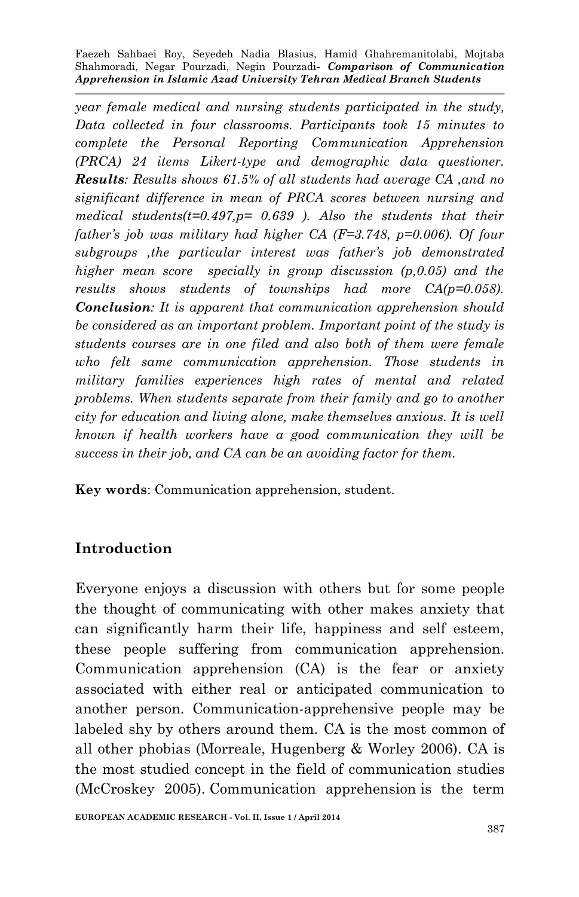*year female medical and nursing students participated in the study, Data collected in four classrooms. Participants took 15 minutes to complete the Personal Reporting Communication Apprehension (PRCA) 24 items Likert-type and demographic data questioner.* ***Results****: Results shows 61.5% of all students had average CA ,and no significant difference in mean of PRCA scores between nursing and medical students(t=0.497,p= 0.639 ). Also the students that their father's job was military had higher CA (F=3.748, p=0.006). Of four subgroups ,the particular interest was father's job demonstrated higher mean score specially in group discussion (p,0.05) and the results shows students of townships had more CA(p=0.058).* ***Conclusion****: It is apparent that communication apprehension should be considered as an important problem. Important point of the study is students courses are in one filed and also both of them were female who felt same communication apprehension. Those students in military families experiences high rates of mental and related problems. When students separate from their family and go to another city for education and living alone, make themselves anxious. It is well known if health workers have a good communication they will be success in their job, and CA can be an avoiding factor for them.*

**Key words**: Communication apprehension, student.

## Introduction

Everyone enjoys a discussion with others but for some people the thought of communicating with other makes anxiety that can significantly harm their life, happiness and self esteem, these people suffering from communication apprehension. Communication apprehension (CA) is the fear or anxiety associated with either real or anticipated communication to another person. Communication-apprehensive people may be labeled shy by others around them. CA is the most common of all other phobias (Morreale, Hugenberg & Worley 2006). CA is the most studied concept in the field of communication studies (McCroskey 2005). Communication apprehension is the term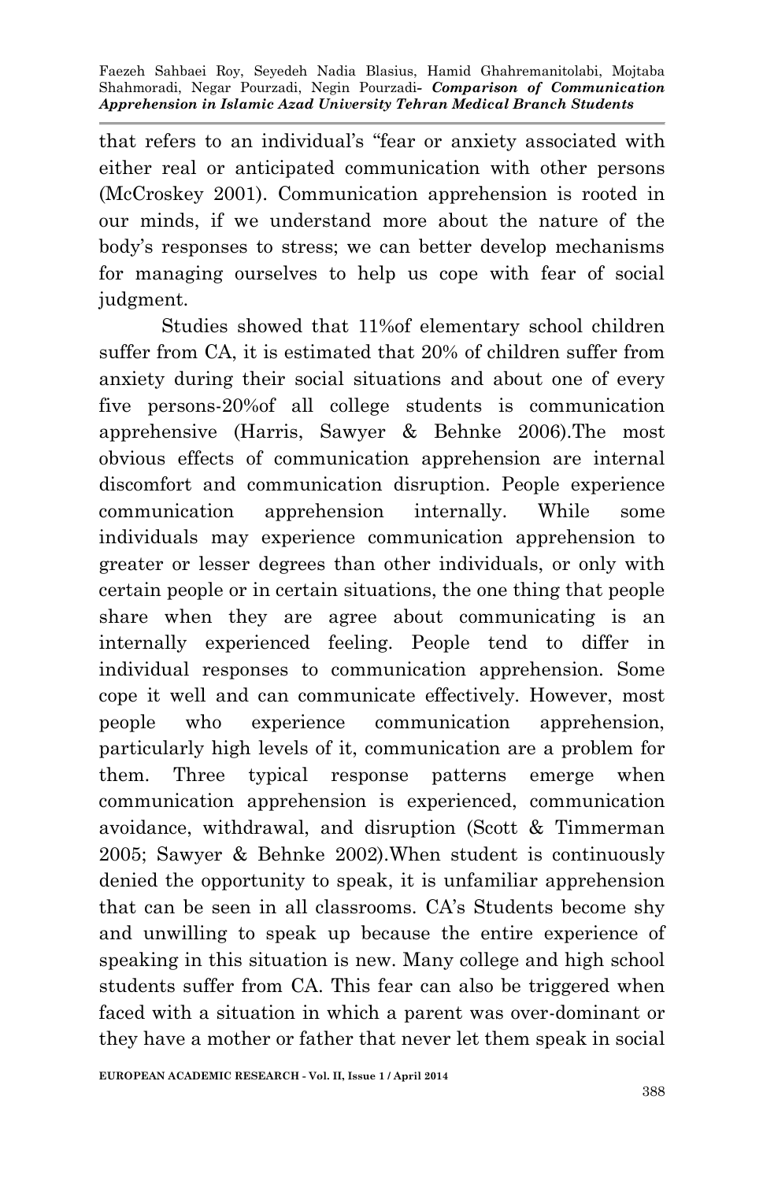that refers to an individual's "fear or anxiety associated with either real or anticipated communication with other persons (McCroskey 2001). Communication apprehension is rooted in our minds, if we understand more about the nature of the body's responses to stress; we can better develop mechanisms for managing ourselves to help us cope with fear of social judgment.

Studies showed that 11%of elementary school children suffer from CA, it is estimated that 20% of children suffer from anxiety during their social situations and about one of every five persons-20%of all college students is communication apprehensive (Harris, Sawyer & Behnke 2006).The most obvious effects of communication apprehension are internal discomfort and communication disruption. People experience communication apprehension internally. While some individuals may experience communication apprehension to greater or lesser degrees than other individuals, or only with certain people or in certain situations, the one thing that people share when they are agree about communicating is an internally experienced feeling. People tend to differ in individual responses to communication apprehension. Some cope it well and can communicate effectively. However, most people who experience communication apprehension, particularly high levels of it, communication are a problem for them. Three typical response patterns emerge when communication apprehension is experienced, communication avoidance, withdrawal, and disruption (Scott & Timmerman 2005; Sawyer & Behnke 2002).When student is continuously denied the opportunity to speak, it is unfamiliar apprehension that can be seen in all classrooms. CA's Students become shy and unwilling to speak up because the entire experience of speaking in this situation is new. Many college and high school students suffer from CA. This fear can also be triggered when faced with a situation in which a parent was over-dominant or they have a mother or father that never let them speak in social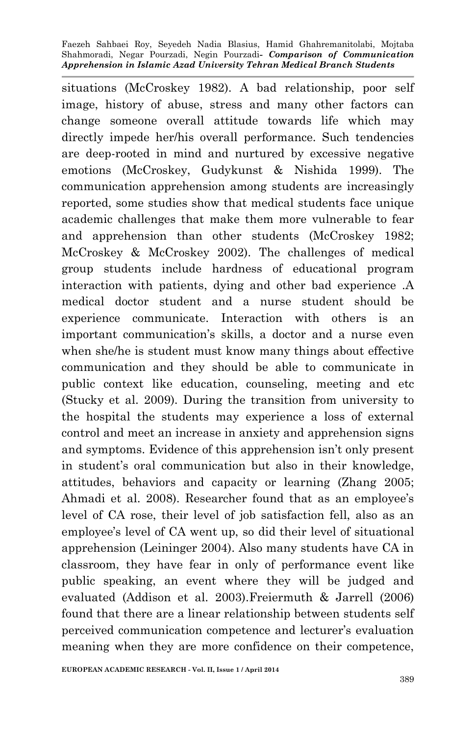situations (McCroskey 1982). A bad relationship, poor self image, history of abuse, stress and many other factors can change someone overall attitude towards life which may directly impede her/his overall performance. Such tendencies are deep-rooted in mind and nurtured by excessive negative emotions (McCroskey, Gudykunst & Nishida 1999). The communication apprehension among students are increasingly reported, some studies show that medical students face unique academic challenges that make them more vulnerable to fear and apprehension than other students (McCroskey 1982; McCroskey & McCroskey 2002). The challenges of medical group students include hardness of educational program interaction with patients, dying and other bad experience .A medical doctor student and a nurse student should be experience communicate. Interaction with others is an important communication's skills, a doctor and a nurse even when she/he is student must know many things about effective communication and they should be able to communicate in public context like education, counseling, meeting and etc (Stucky et al. 2009). During the transition from university to the hospital the students may experience a loss of external control and meet an increase in anxiety and apprehension signs and symptoms. Evidence of this apprehension isn't only present in student's oral communication but also in their knowledge, attitudes, behaviors and capacity or learning (Zhang 2005; Ahmadi et al. 2008). Researcher found that as an employee's level of CA rose, their level of job satisfaction fell, also as an employee's level of CA went up, so did their level of situational apprehension (Leininger 2004). Also many students have CA in classroom, they have fear in only of performance event like public speaking, an event where they will be judged and evaluated (Addison et al. 2003).Freiermuth & Jarrell (2006) found that there are a linear relationship between students self perceived communication competence and lecturer's evaluation meaning when they are more confidence on their competence,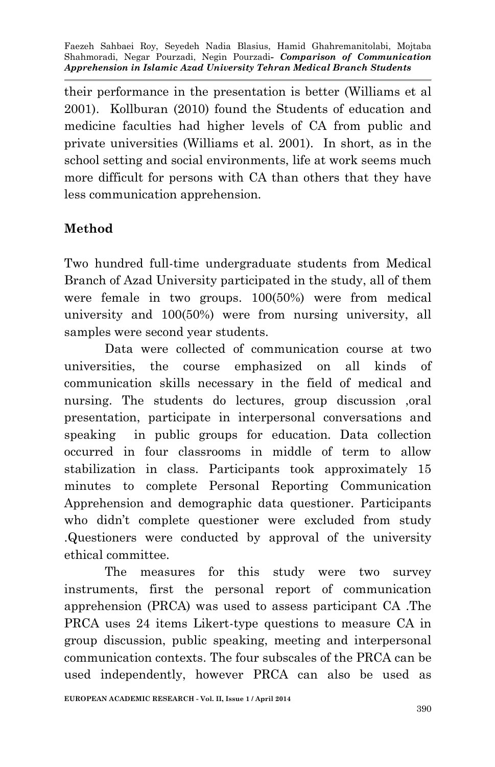their performance in the presentation is better (Williams et al 2001). Kollburan (2010) found the Students of education and medicine faculties had higher levels of CA from public and private universities (Williams et al. 2001). In short, as in the school setting and social environments, life at work seems much more difficult for persons with CA than others that they have less communication apprehension.

## Method

Two hundred full-time undergraduate students from Medical Branch of Azad University participated in the study, all of them were female in two groups. 100(50%) were from medical university and 100(50%) were from nursing university, all samples were second year students.

Data were collected of communication course at two universities, the course emphasized on all kinds of communication skills necessary in the field of medical and nursing. The students do lectures, group discussion ,oral presentation, participate in interpersonal conversations and speaking in public groups for education. Data collection occurred in four classrooms in middle of term to allow stabilization in class. Participants took approximately 15 minutes to complete Personal Reporting Communication Apprehension and demographic data questioner. Participants who didn't complete questioner were excluded from study .Questioners were conducted by approval of the university ethical committee.

The measures for this study were two survey instruments, first the personal report of communication apprehension (PRCA) was used to assess participant CA .The PRCA uses 24 items Likert-type questions to measure CA in group discussion, public speaking, meeting and interpersonal communication contexts. The four subscales of the PRCA can be used independently, however PRCA can also be used as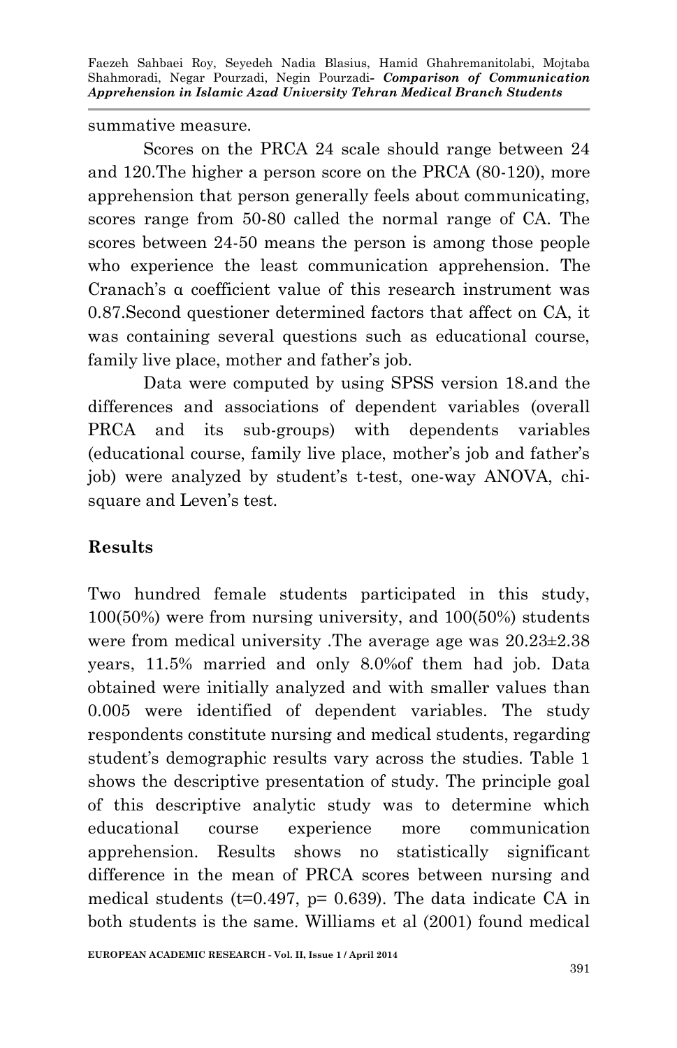summative measure.

Scores on the PRCA 24 scale should range between 24 and 120.The higher a person score on the PRCA (80-120), more apprehension that person generally feels about communicating, scores range from 50-80 called the normal range of CA. The scores between 24-50 means the person is among those people who experience the least communication apprehension. The Cranach's α coefficient value of this research instrument was 0.87.Second questioner determined factors that affect on CA, it was containing several questions such as educational course, family live place, mother and father's job.

Data were computed by using SPSS version 18.and the differences and associations of dependent variables (overall PRCA and its sub-groups) with dependents variables (educational course, family live place, mother's job and father's job) were analyzed by student's t-test, one-way ANOVA, chi-square and Leven's test.

## Results

Two hundred female students participated in this study, 100(50%) were from nursing university, and 100(50%) students were from medical university .The average age was 20.23±2.38 years, 11.5% married and only 8.0%of them had job. Data obtained were initially analyzed and with smaller values than 0.005 were identified of dependent variables. The study respondents constitute nursing and medical students, regarding student's demographic results vary across the studies. Table 1 shows the descriptive presentation of study. The principle goal of this descriptive analytic study was to determine which educational course experience more communication apprehension. Results shows no statistically significant difference in the mean of PRCA scores between nursing and medical students (t=0.497, p= 0.639). The data indicate CA in both students is the same. Williams et al (2001) found medical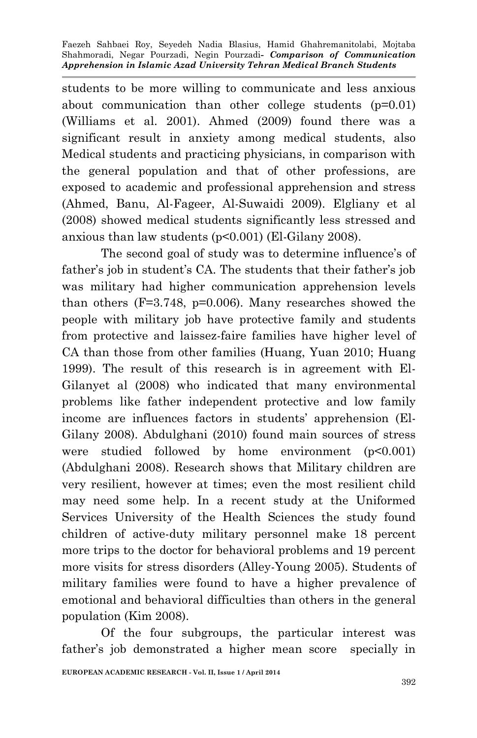students to be more willing to communicate and less anxious about communication than other college students (p=0.01) (Williams et al. 2001). Ahmed (2009) found there was a significant result in anxiety among medical students, also Medical students and practicing physicians, in comparison with the general population and that of other professions, are exposed to academic and professional apprehension and stress (Ahmed, Banu, Al-Fageer, Al-Suwaidi 2009). Elgliany et al (2008) showed medical students significantly less stressed and anxious than law students (p<0.001) (El-Gilany 2008).

The second goal of study was to determine influence's of father's job in student's CA. The students that their father's job was military had higher communication apprehension levels than others (F=3.748, p=0.006). Many researches showed the people with military job have protective family and students from protective and laissez-faire families have higher level of CA than those from other families (Huang, Yuan 2010; Huang 1999). The result of this research is in agreement with El-Gilanyet al (2008) who indicated that many environmental problems like father independent protective and low family income are influences factors in students' apprehension (El-Gilany 2008). Abdulghani (2010) found main sources of stress were studied followed by home environment (p<0.001) (Abdulghani 2008). Research shows that Military children are very resilient, however at times; even the most resilient child may need some help. In a recent study at the Uniformed Services University of the Health Sciences the study found children of active-duty military personnel make 18 percent more trips to the doctor for behavioral problems and 19 percent more visits for stress disorders (Alley-Young 2005). Students of military families were found to have a higher prevalence of emotional and behavioral difficulties than others in the general population (Kim 2008).

Of the four subgroups, the particular interest was father's job demonstrated a higher mean score specially in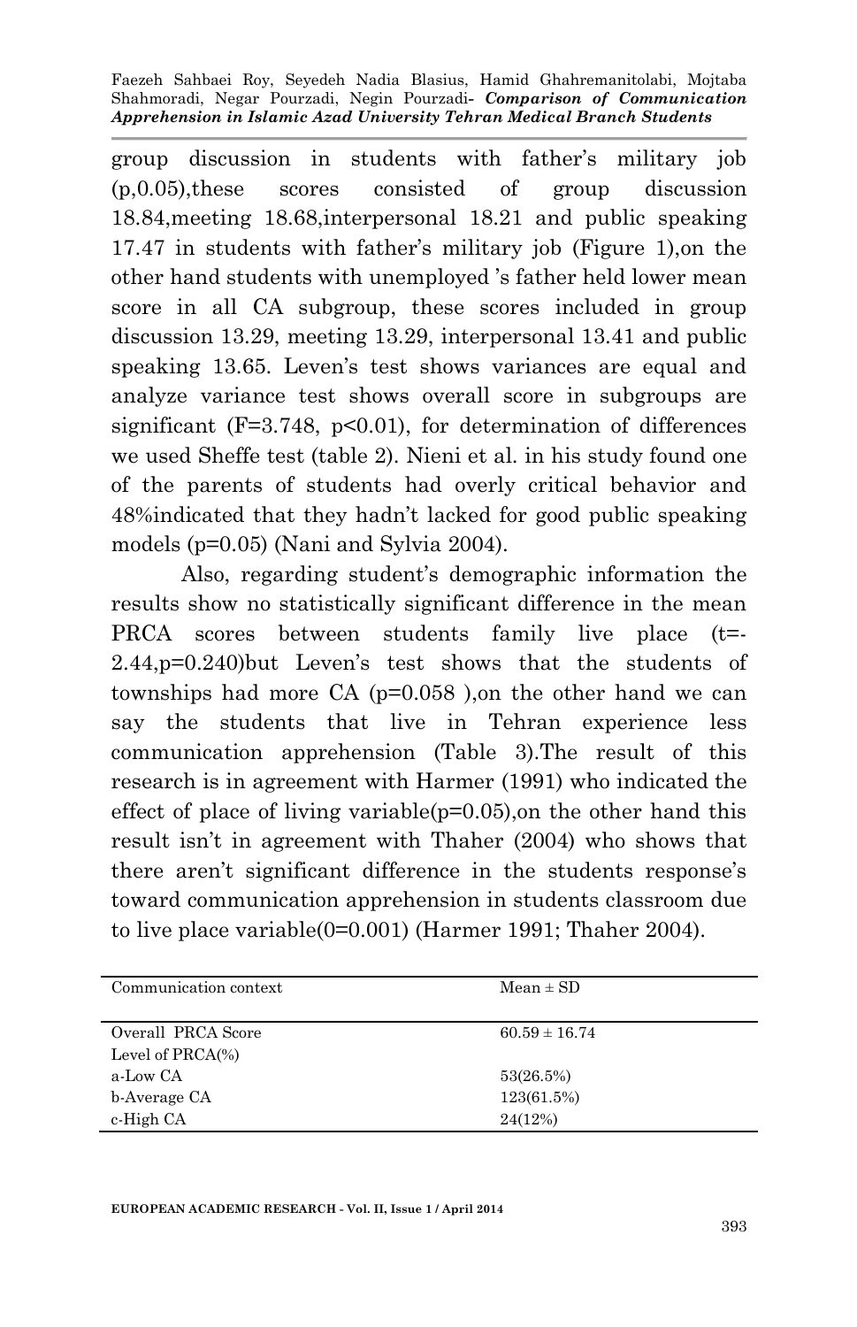group discussion in students with father's military job (p,0.05),these scores consisted of group discussion 18.84,meeting 18.68,interpersonal 18.21 and public speaking 17.47 in students with father's military job (Figure 1),on the other hand students with unemployed 's father held lower mean score in all CA subgroup, these scores included in group discussion 13.29, meeting 13.29, interpersonal 13.41 and public speaking 13.65. Leven's test shows variances are equal and analyze variance test shows overall score in subgroups are significant ($F=3.748$, $p<0.01$), for determination of differences we used Sheffe test (table 2). Nieni et al. in his study found one of the parents of students had overly critical behavior and 48%indicated that they hadn't lacked for good public speaking models ($p=0.05$) (Nani and Sylvia 2004).

Also, regarding student's demographic information the results show no statistically significant difference in the mean PRCA scores between students family live place ($t=-2.44$,$p=0.240$)but Leven's test shows that the students of townships had more CA ($p=0.058$ ),on the other hand we can say the students that live in Tehran experience less communication apprehension (Table 3).The result of this research is in agreement with Harmer (1991) who indicated the effect of place of living variable($p=0.05$),on the other hand this result isn't in agreement with Thaher (2004) who shows that there aren't significant difference in the students response's toward communication apprehension in students classroom due to live place variable(0=0.001) (Harmer 1991; Thaher 2004).

| Communication context | Mean ± SD |
|---|---|
| Overall PRCA Score | 60.59 ± 16.74 |
| Level of PRCA(%) | |
| a-Low CA | 53(26.5%) |
| b-Average CA | 123(61.5%) |
| c-High CA | 24(12%) |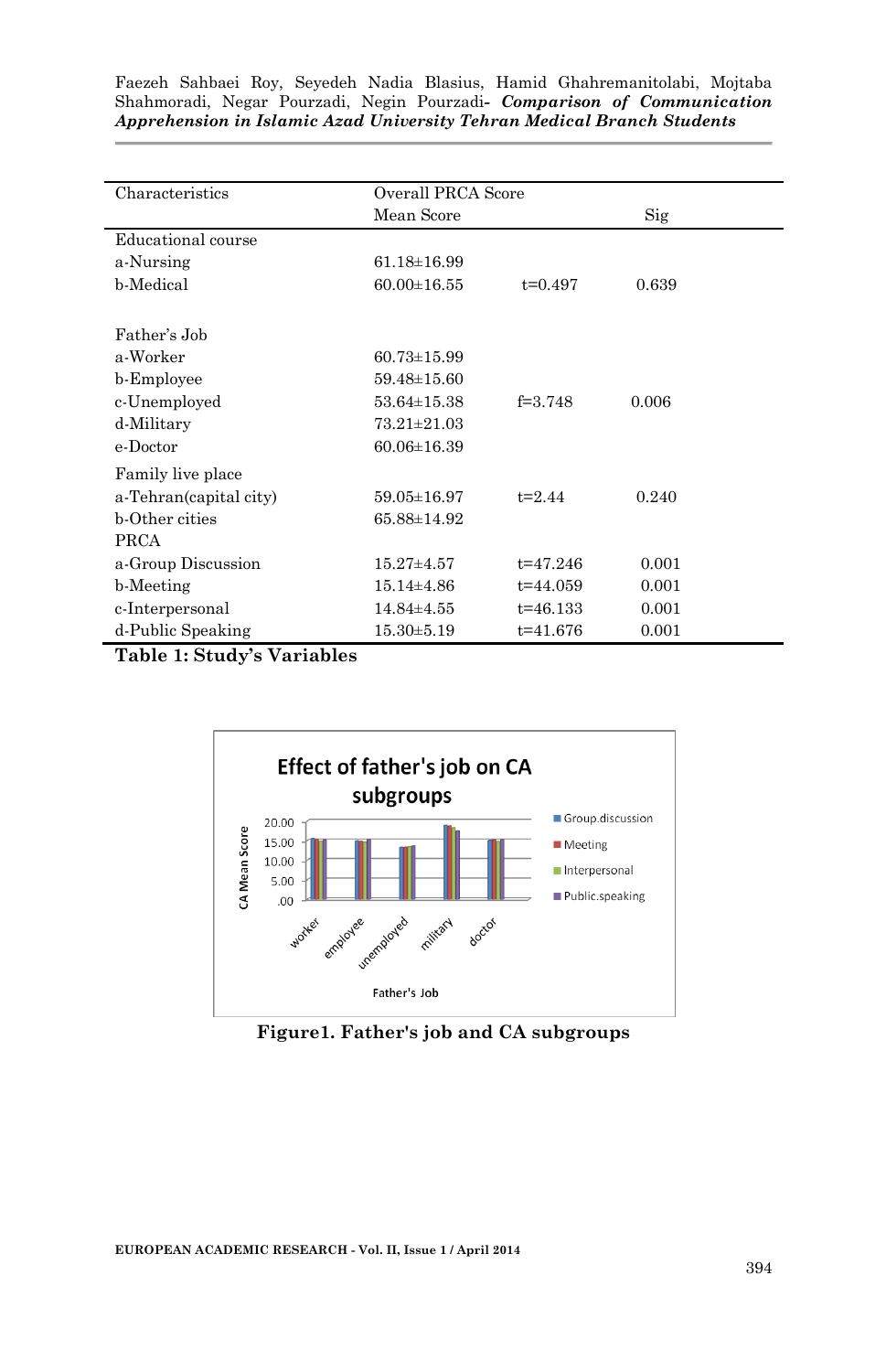| Characteristics | Overall PRCA Score | | |
|---|---|---|---|
| | Mean Score | | Sig |
| Educational course | | | |
| a-Nursing | 61.18±16.99 | | |
| b-Medical | 60.00±16.55 | t=0.497 | 0.639 |
| Father's Job | | | |
| a-Worker | 60.73±15.99 | | |
| b-Employee | 59.48±15.60 | | |
| c-Unemployed | 53.64±15.38 | f=3.748 | 0.006 |
| d-Military | 73.21±21.03 | | |
| e-Doctor | 60.06±16.39 | | |
| Family live place | | | |
| a-Tehran(capital city) | 59.05±16.97 | t=2.44 | 0.240 |
| b-Other cities | 65.88±14.92 | | |
| PRCA | | | |
| a-Group Discussion | 15.27±4.57 | t=47.246 | 0.001 |
| b-Meeting | 15.14±4.86 | t=44.059 | 0.001 |
| c-Interpersonal | 14.84±4.55 | t=46.133 | 0.001 |
| d-Public Speaking | 15.30±5.19 | t=41.676 | 0.001 |

**Table 1: Study's Variables**

**Figure1. Father's job and CA subgroups**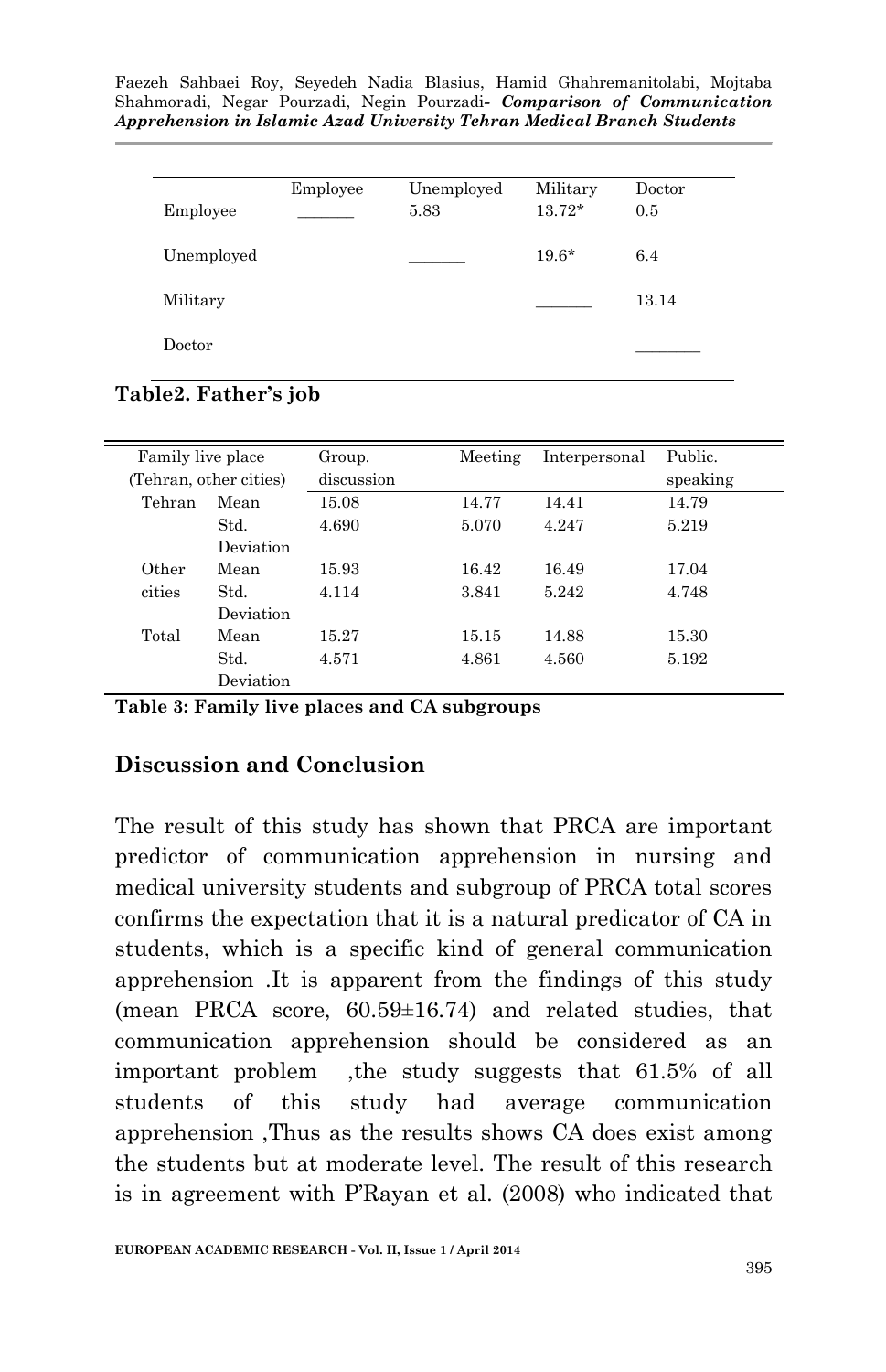| | Employee | Unemployed | Military | Doctor |
|---|---|---|---|---|
| Employee | _______ | 5.83 | 13.72* | 0.5 |
| Unemployed | | _______ | 19.6* | 6.4 |
| Military | | | _______ | 13.14 |
| Doctor | | | | ________ |

**Table2. Father's job**

| Family live place (Tehran, other cities) | | Group. discussion | Meeting | Interpersonal | Public. speaking |
|---|---|---|---|---|---|
| Tehran | Mean | 15.08 | 14.77 | 14.41 | 14.79 |
| | Std. Deviation | 4.690 | 5.070 | 4.247 | 5.219 |
| Other cities | Mean | 15.93 | 16.42 | 16.49 | 17.04 |
| | Std. Deviation | 4.114 | 3.841 | 5.242 | 4.748 |
| Total | Mean | 15.27 | 15.15 | 14.88 | 15.30 |
| | Std. Deviation | 4.571 | 4.861 | 4.560 | 5.192 |

**Table 3: Family live places and CA subgroups**

## Discussion and Conclusion

The result of this study has shown that PRCA are important predictor of communication apprehension in nursing and medical university students and subgroup of PRCA total scores confirms the expectation that it is a natural predicator of CA in students, which is a specific kind of general communication apprehension .It is apparent from the findings of this study (mean PRCA score, 60.59±16.74) and related studies, that communication apprehension should be considered as an important problem ,the study suggests that 61.5% of all students of this study had average communication apprehension ,Thus as the results shows CA does exist among the students but at moderate level. The result of this research is in agreement with P'Rayan et al. (2008) who indicated that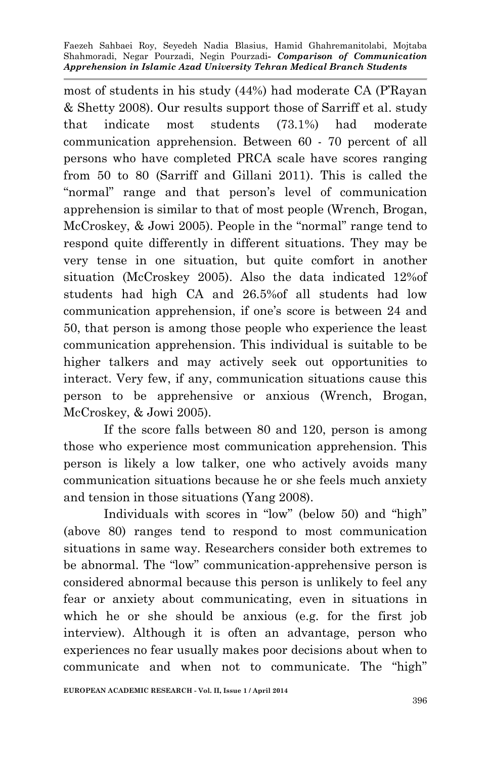most of students in his study (44%) had moderate CA (P'Rayan & Shetty 2008). Our results support those of Sarriff et al. study that indicate most students (73.1%) had moderate communication apprehension. Between 60 - 70 percent of all persons who have completed PRCA scale have scores ranging from 50 to 80 (Sarriff and Gillani 2011). This is called the "normal" range and that person's level of communication apprehension is similar to that of most people (Wrench, Brogan, McCroskey, & Jowi 2005). People in the "normal" range tend to respond quite differently in different situations. They may be very tense in one situation, but quite comfort in another situation (McCroskey 2005). Also the data indicated 12%of students had high CA and 26.5%of all students had low communication apprehension, if one's score is between 24 and 50, that person is among those people who experience the least communication apprehension. This individual is suitable to be higher talkers and may actively seek out opportunities to interact. Very few, if any, communication situations cause this person to be apprehensive or anxious (Wrench, Brogan, McCroskey, & Jowi 2005).

If the score falls between 80 and 120, person is among those who experience most communication apprehension. This person is likely a low talker, one who actively avoids many communication situations because he or she feels much anxiety and tension in those situations (Yang 2008).

Individuals with scores in "low" (below 50) and "high" (above 80) ranges tend to respond to most communication situations in same way. Researchers consider both extremes to be abnormal. The "low" communication-apprehensive person is considered abnormal because this person is unlikely to feel any fear or anxiety about communicating, even in situations in which he or she should be anxious (e.g. for the first job interview). Although it is often an advantage, person who experiences no fear usually makes poor decisions about when to communicate and when not to communicate. The "high"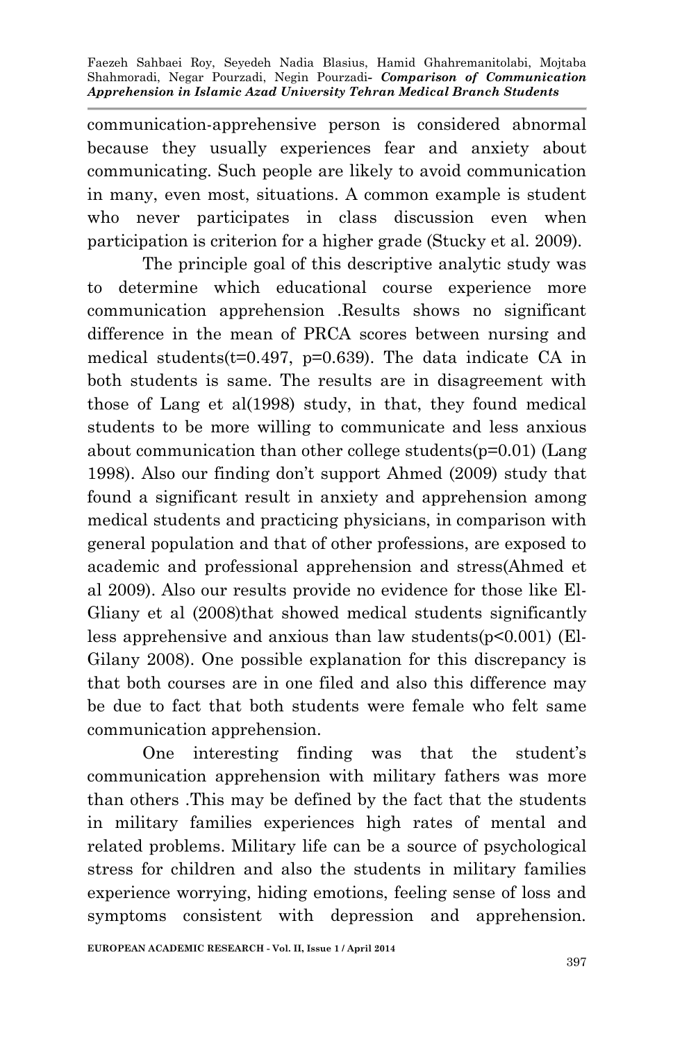communication-apprehensive person is considered abnormal because they usually experiences fear and anxiety about communicating. Such people are likely to avoid communication in many, even most, situations. A common example is student who never participates in class discussion even when participation is criterion for a higher grade (Stucky et al. 2009).

The principle goal of this descriptive analytic study was to determine which educational course experience more communication apprehension .Results shows no significant difference in the mean of PRCA scores between nursing and medical students($t=0.497$, $p=0.639$). The data indicate CA in both students is same. The results are in disagreement with those of Lang et al(1998) study, in that, they found medical students to be more willing to communicate and less anxious about communication than other college students($p=0.01$) (Lang 1998). Also our finding don't support Ahmed (2009) study that found a significant result in anxiety and apprehension among medical students and practicing physicians, in comparison with general population and that of other professions, are exposed to academic and professional apprehension and stress(Ahmed et al 2009). Also our results provide no evidence for those like El-Gliany et al (2008)that showed medical students significantly less apprehensive and anxious than law students($p<0.001$) (El-Gilany 2008). One possible explanation for this discrepancy is that both courses are in one filed and also this difference may be due to fact that both students were female who felt same communication apprehension.

One interesting finding was that the student's communication apprehension with military fathers was more than others .This may be defined by the fact that the students in military families experiences high rates of mental and related problems. Military life can be a source of psychological stress for children and also the students in military families experience worrying, hiding emotions, feeling sense of loss and symptoms consistent with depression and apprehension.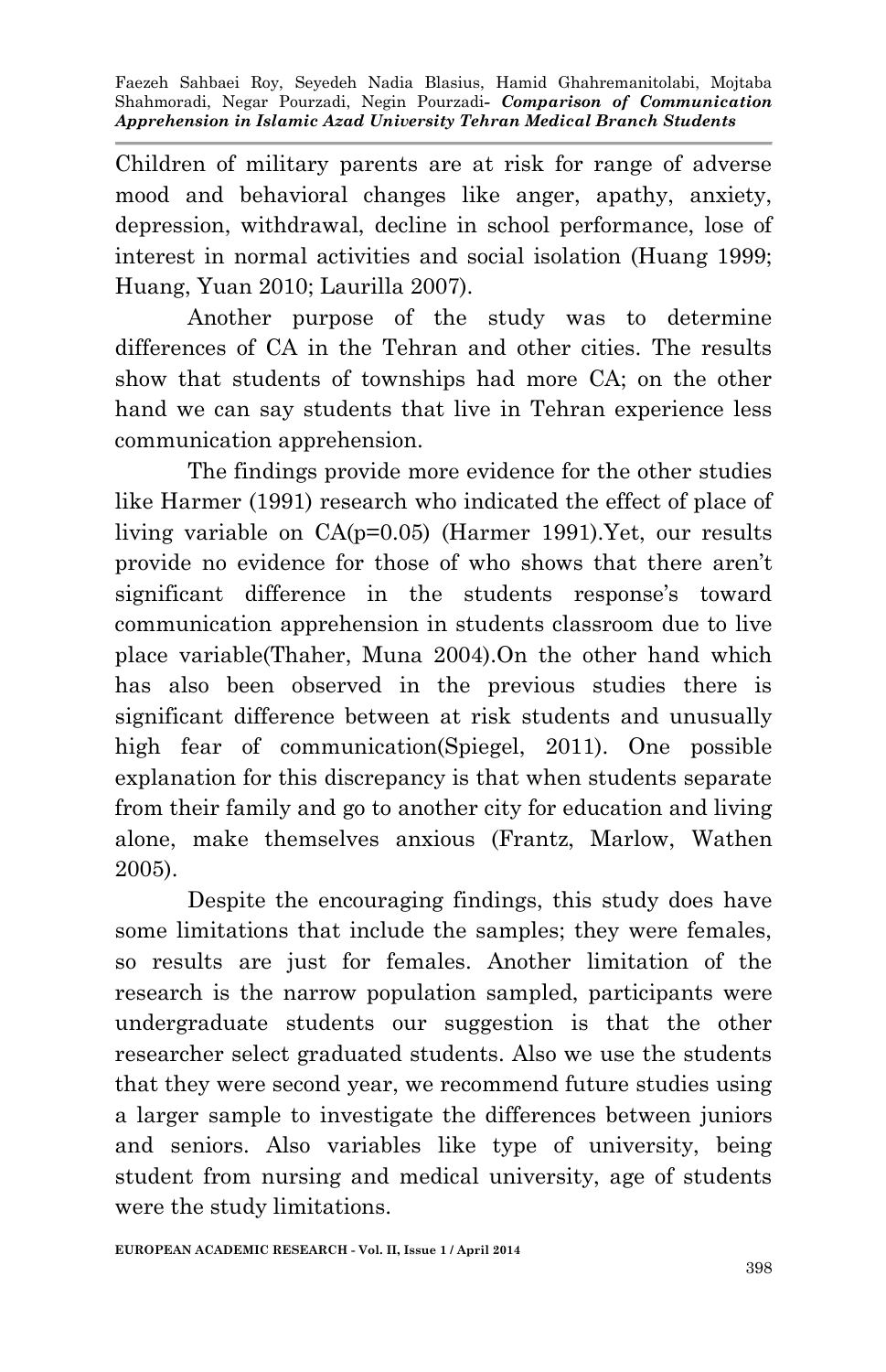Children of military parents are at risk for range of adverse mood and behavioral changes like anger, apathy, anxiety, depression, withdrawal, decline in school performance, lose of interest in normal activities and social isolation (Huang 1999; Huang, Yuan 2010; Laurilla 2007).

Another purpose of the study was to determine differences of CA in the Tehran and other cities. The results show that students of townships had more CA; on the other hand we can say students that live in Tehran experience less communication apprehension.

The findings provide more evidence for the other studies like Harmer (1991) research who indicated the effect of place of living variable on CA(p=0.05) (Harmer 1991).Yet, our results provide no evidence for those of who shows that there aren't significant difference in the students response's toward communication apprehension in students classroom due to live place variable(Thaher, Muna 2004).On the other hand which has also been observed in the previous studies there is significant difference between at risk students and unusually high fear of communication(Spiegel, 2011). One possible explanation for this discrepancy is that when students separate from their family and go to another city for education and living alone, make themselves anxious (Frantz, Marlow, Wathen 2005).

Despite the encouraging findings, this study does have some limitations that include the samples; they were females, so results are just for females. Another limitation of the research is the narrow population sampled, participants were undergraduate students our suggestion is that the other researcher select graduated students. Also we use the students that they were second year, we recommend future studies using a larger sample to investigate the differences between juniors and seniors. Also variables like type of university, being student from nursing and medical university, age of students were the study limitations.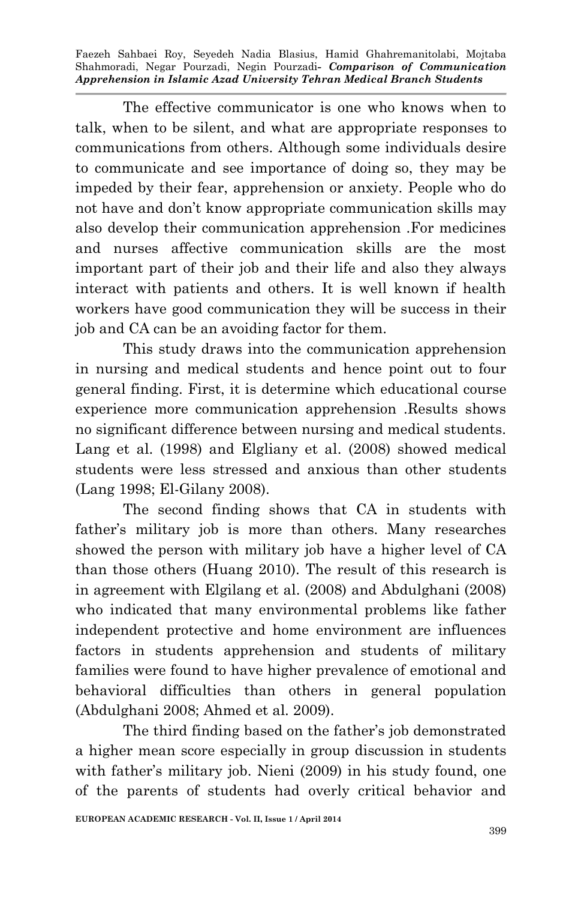The effective communicator is one who knows when to talk, when to be silent, and what are appropriate responses to communications from others. Although some individuals desire to communicate and see importance of doing so, they may be impeded by their fear, apprehension or anxiety. People who do not have and don't know appropriate communication skills may also develop their communication apprehension .For medicines and nurses affective communication skills are the most important part of their job and their life and also they always interact with patients and others. It is well known if health workers have good communication they will be success in their job and CA can be an avoiding factor for them.

This study draws into the communication apprehension in nursing and medical students and hence point out to four general finding. First, it is determine which educational course experience more communication apprehension .Results shows no significant difference between nursing and medical students. Lang et al. (1998) and Elgliany et al. (2008) showed medical students were less stressed and anxious than other students (Lang 1998; El-Gilany 2008).

The second finding shows that CA in students with father's military job is more than others. Many researches showed the person with military job have a higher level of CA than those others (Huang 2010). The result of this research is in agreement with Elgilang et al. (2008) and Abdulghani (2008) who indicated that many environmental problems like father independent protective and home environment are influences factors in students apprehension and students of military families were found to have higher prevalence of emotional and behavioral difficulties than others in general population (Abdulghani 2008; Ahmed et al. 2009).

The third finding based on the father's job demonstrated a higher mean score especially in group discussion in students with father's military job. Nieni (2009) in his study found, one of the parents of students had overly critical behavior and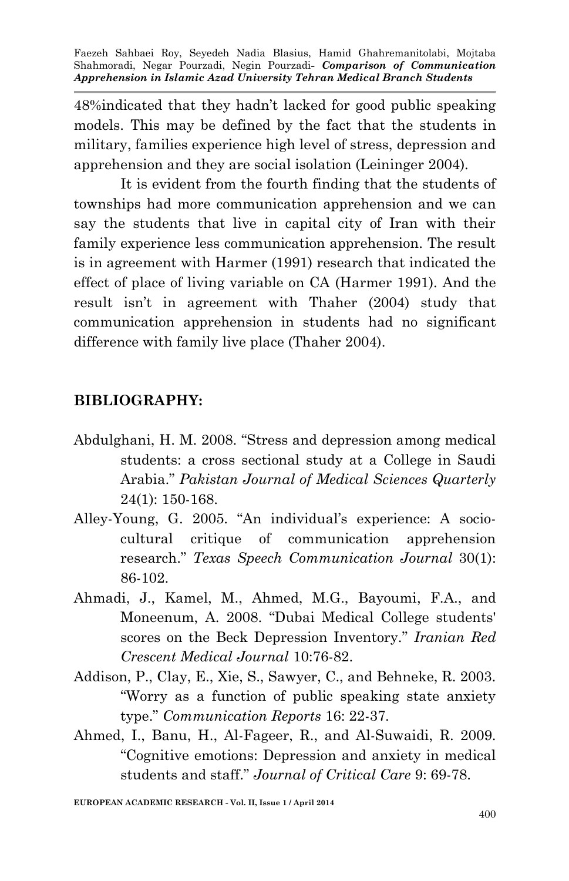48%indicated that they hadn't lacked for good public speaking models. This may be defined by the fact that the students in military, families experience high level of stress, depression and apprehension and they are social isolation (Leininger 2004).

It is evident from the fourth finding that the students of townships had more communication apprehension and we can say the students that live in capital city of Iran with their family experience less communication apprehension. The result is in agreement with Harmer (1991) research that indicated the effect of place of living variable on CA (Harmer 1991). And the result isn't in agreement with Thaher (2004) study that communication apprehension in students had no significant difference with family live place (Thaher 2004).

## BIBLIOGRAPHY:

Abdulghani, H. M. 2008. "Stress and depression among medical students: a cross sectional study at a College in Saudi Arabia." *Pakistan Journal of Medical Sciences Quarterly* 24(1): 150-168.

Alley-Young, G. 2005. "An individual's experience: A socio-cultural critique of communication apprehension research." *Texas Speech Communication Journal* 30(1): 86-102.

Ahmadi, J., Kamel, M., Ahmed, M.G., Bayoumi, F.A., and Moneenum, A. 2008. "Dubai Medical College students' scores on the Beck Depression Inventory." *Iranian Red Crescent Medical Journal* 10:76-82.

Addison, P., Clay, E., Xie, S., Sawyer, C., and Behneke, R. 2003. "Worry as a function of public speaking state anxiety type." *Communication Reports* 16: 22-37.

Ahmed, I., Banu, H., Al-Fageer, R., and Al-Suwaidi, R. 2009. "Cognitive emotions: Depression and anxiety in medical students and staff." *Journal of Critical Care* 9: 69-78.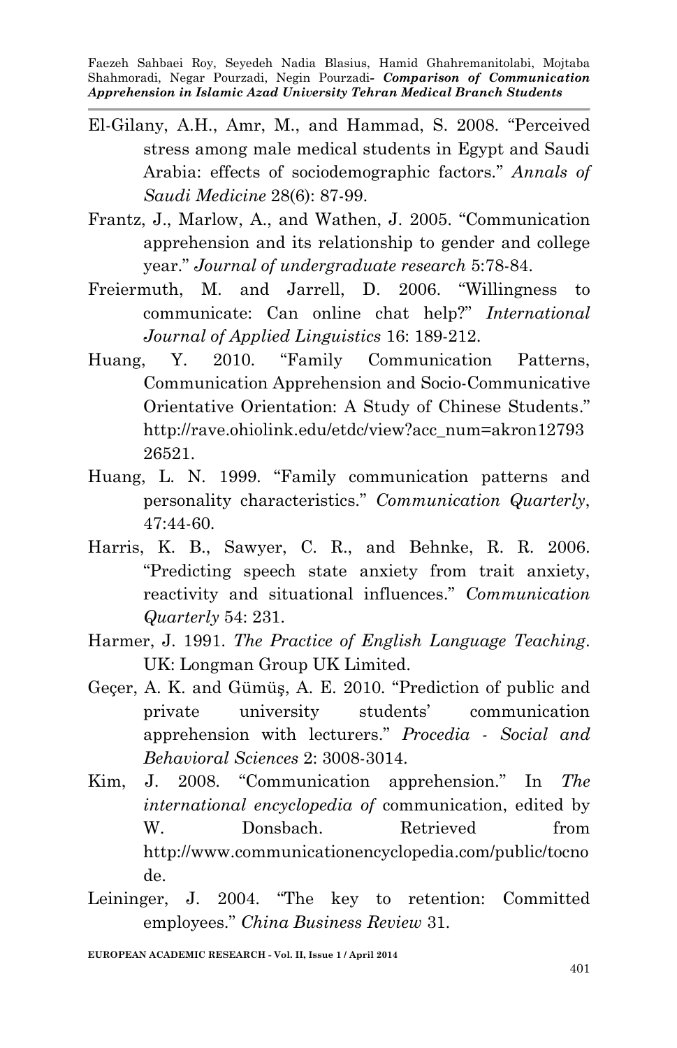El-Gilany, A.H., Amr, M., and Hammad, S. 2008. "Perceived stress among male medical students in Egypt and Saudi Arabia: effects of sociodemographic factors." *Annals of Saudi Medicine* 28(6): 87-99.

Frantz, J., Marlow, A., and Wathen, J. 2005. "Communication apprehension and its relationship to gender and college year." *Journal of undergraduate research* 5:78-84.

Freiermuth, M. and Jarrell, D. 2006. "Willingness to communicate: Can online chat help?" *International Journal of Applied Linguistics* 16: 189-212.

Huang, Y. 2010. "Family Communication Patterns, Communication Apprehension and Socio-Communicative Orientative Orientation: A Study of Chinese Students." http://rave.ohiolink.edu/etdc/view?acc_num=akron1279326521.

Huang, L. N. 1999. "Family communication patterns and personality characteristics." *Communication Quarterly*, 47:44-60.

Harris, K. B., Sawyer, C. R., and Behnke, R. R. 2006. "Predicting speech state anxiety from trait anxiety, reactivity and situational influences." *Communication Quarterly* 54: 231.

Harmer, J. 1991. *The Practice of English Language Teaching*. UK: Longman Group UK Limited.

Geçer, A. K. and Gümüş, A. E. 2010. "Prediction of public and private university students' communication apprehension with lecturers." *Procedia - Social and Behavioral Sciences* 2: 3008-3014.

Kim, J. 2008. "Communication apprehension." In *The international encyclopedia of* communication, edited by W. Donsbach. Retrieved from http://www.communicationencyclopedia.com/public/tocnode.

Leininger, J. 2004. "The key to retention: Committed employees." *China Business Review* 31.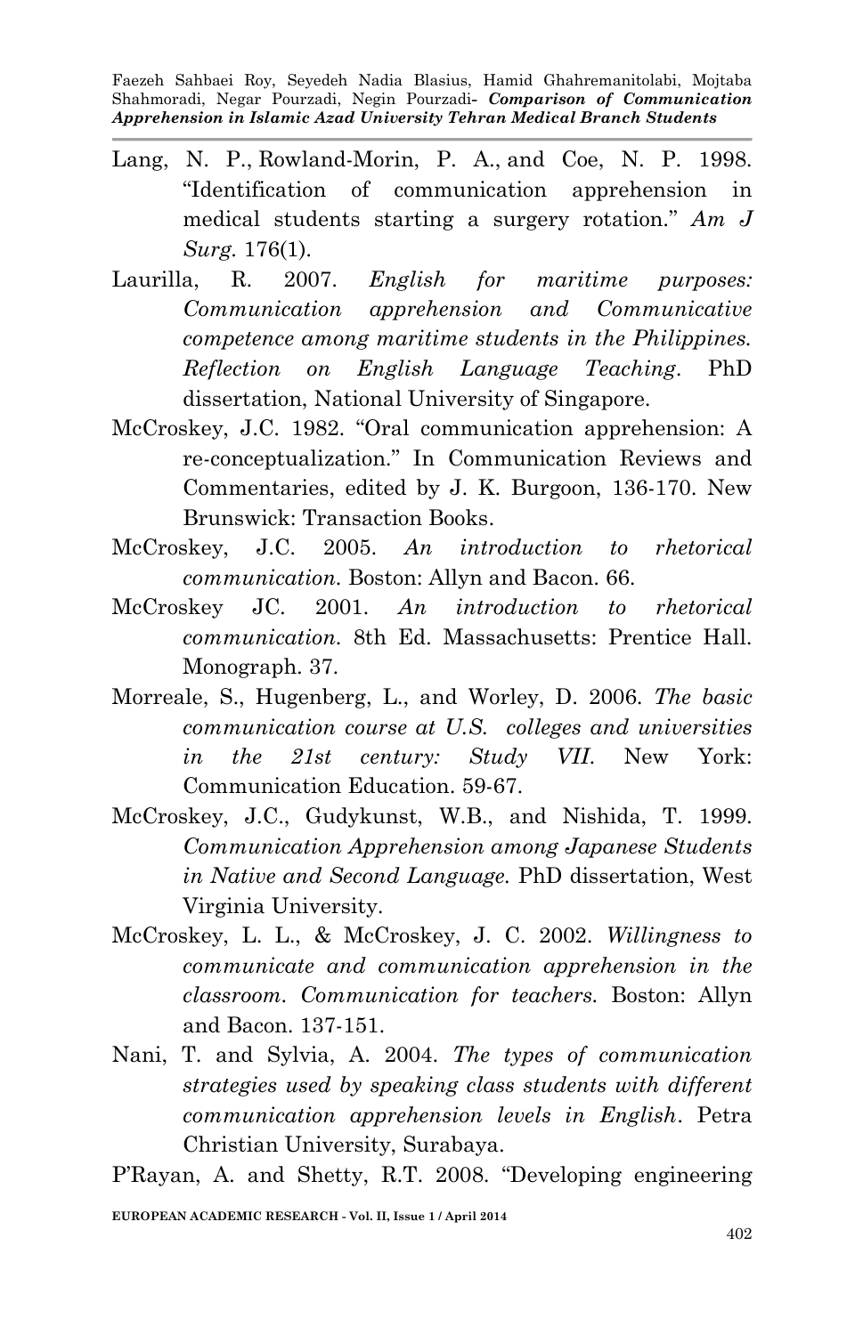Lang, N. P., Rowland-Morin, P. A., and Coe, N. P. 1998. "Identification of communication apprehension in medical students starting a surgery rotation." *Am J Surg.* 176(1).

Laurilla, R. 2007. *English for maritime purposes: Communication apprehension and Communicative competence among maritime students in the Philippines. Reflection on English Language Teaching*. PhD dissertation, National University of Singapore.

McCroskey, J.C. 1982. "Oral communication apprehension: A re-conceptualization." In Communication Reviews and Commentaries, edited by J. K. Burgoon, 136-170. New Brunswick: Transaction Books.

McCroskey, J.C. 2005. *An introduction to rhetorical communication.* Boston: Allyn and Bacon. 66.

McCroskey JC. 2001. *An introduction to rhetorical communication.* 8th Ed. Massachusetts: Prentice Hall. Monograph. 37.

Morreale, S., Hugenberg, L., and Worley, D. 2006. *The basic communication course at U.S. colleges and universities in the 21st century: Study VII.* New York: Communication Education. 59-67.

McCroskey, J.C., Gudykunst, W.B., and Nishida, T. 1999. *Communication Apprehension among Japanese Students in Native and Second Language.* PhD dissertation, West Virginia University.

McCroskey, L. L., & McCroskey, J. C. 2002. *Willingness to communicate and communication apprehension in the classroom. Communication for teachers.* Boston: Allyn and Bacon. 137-151.

Nani, T. and Sylvia, A. 2004. *The types of communication strategies used by speaking class students with different communication apprehension levels in English*. Petra Christian University, Surabaya.

P'Rayan, A. and Shetty, R.T. 2008. "Developing engineering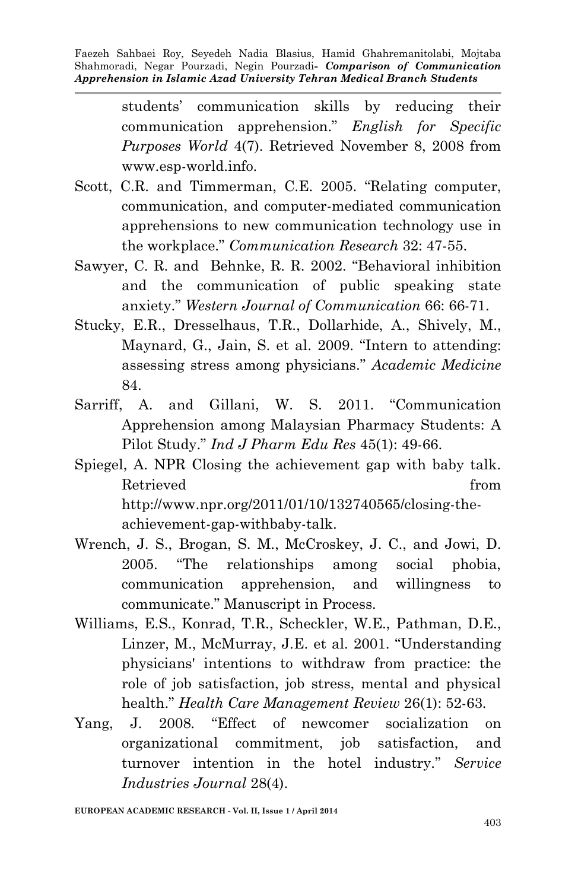students' communication skills by reducing their communication apprehension." *English for Specific Purposes World* 4(7). Retrieved November 8, 2008 from www.esp-world.info.

Scott, C.R. and Timmerman, C.E. 2005. "Relating computer, communication, and computer-mediated communication apprehensions to new communication technology use in the workplace." *Communication Research* 32: 47-55.

Sawyer, C. R. and Behnke, R. R. 2002. "Behavioral inhibition and the communication of public speaking state anxiety." *Western Journal of Communication* 66: 66-71.

Stucky, E.R., Dresselhaus, T.R., Dollarhide, A., Shively, M., Maynard, G., Jain, S. et al. 2009. "Intern to attending: assessing stress among physicians." *Academic Medicine* 84.

Sarriff, A. and Gillani, W. S. 2011. "Communication Apprehension among Malaysian Pharmacy Students: A Pilot Study." *Ind J Pharm Edu Res* 45(1): 49-66.

Spiegel, A. NPR Closing the achievement gap with baby talk. Retrieved from http://www.npr.org/2011/01/10/132740565/closing-the-achievement-gap-withbaby-talk.

Wrench, J. S., Brogan, S. M., McCroskey, J. C., and Jowi, D. 2005. "The relationships among social phobia, communication apprehension, and willingness to communicate." Manuscript in Process.

Williams, E.S., Konrad, T.R., Scheckler, W.E., Pathman, D.E., Linzer, M., McMurray, J.E. et al. 2001. "Understanding physicians' intentions to withdraw from practice: the role of job satisfaction, job stress, mental and physical health." *Health Care Management Review* 26(1): 52-63.

Yang, J. 2008. "Effect of newcomer socialization on organizational commitment, job satisfaction, and turnover intention in the hotel industry." *Service Industries Journal* 28(4).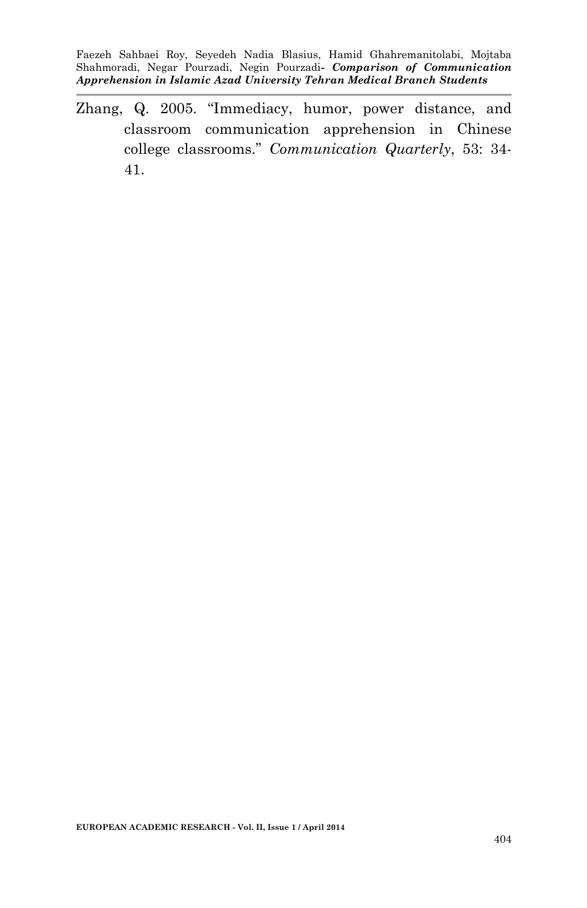Zhang, Q. 2005. "Immediacy, humor, power distance, and classroom communication apprehension in Chinese college classrooms." *Communication Quarterly*, 53: 34-41.